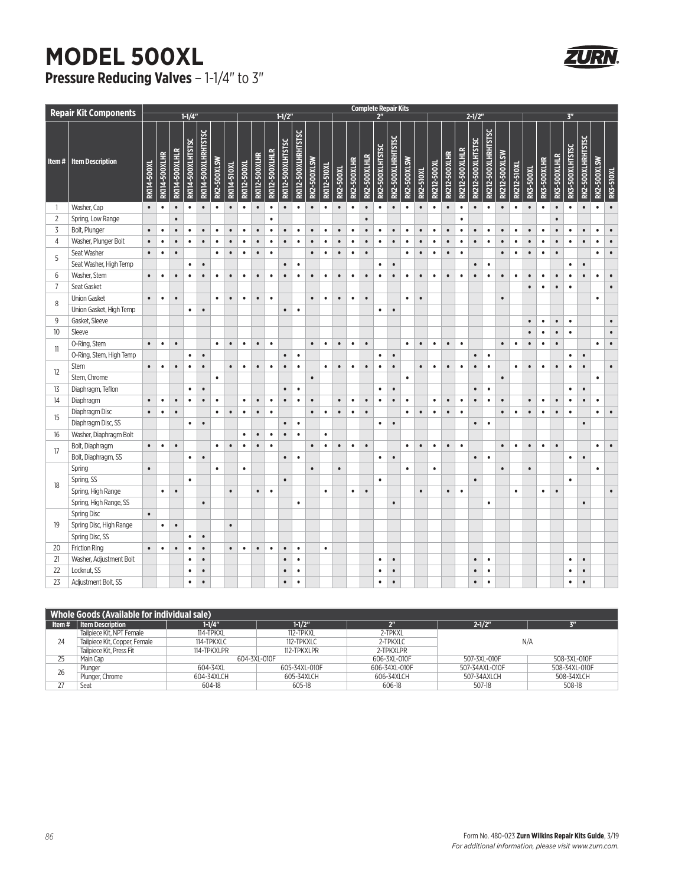# MODEL 500XL

## Pressure Reducing Valves – 1-1/4" to 3"

| Repair Kit Components | | Complete Repair Kits | | | | | | | | | | | | | | | | | | | | | | | | | | | | | | | | | | |
|---|---|---|---|---|---|---|---|---|---|---|---|---|---|---|---|---|---|---|---|---|---|---|---|---|---|---|---|---|---|---|---|---|---|---|---|---|
| | | 1-1/4" | | | | | | | 1-1/2" | | | | | | | 2" | | | | | | | 2-1/2" | | | | | | | 3" | | | | | | |
| Item # | Item Description | RK114-500XL | RK114-500XLHR | RK114-500XLHLR | RK114-500XLHTSTSC | RK114-500XLHRHTSTSC | RK2-500XLSW | RK114-510XL | RK112-500XL | RK112-500XLHR | RK112-500XLHLR | RK112-500XLHTSTSC | RK112-500XLHRHTSTSC | RK2-500XLSW | RK112-510XL | RK2-500XL | RK2-500XLHR | RK2-500XLHLR | RK2-500XLHTSTSC | RK2-500XLHRHTSTSC | RK2-500XLSW | RK2-510XL | RK212-500XL | RK212-500XLHR | RK212-500XLHLR | RK212-500XLHTSTSC | RK212-500XLHRHTSTSC | RK212-500XLSW | RK212-510XL | RK3-500XL | RK3-500XLHR | RK3-500XLHLR | RK3-500XLHTSTSC | RK2-500XLHRHTSTSC | RK2-500XLSW | RK3-510XL |
| 1 | Washer, Cap | • | • | • | • | • | • | • | • | • | • | • | • | • | • | • | • | • | • | • | • | • | • | • | • | • | • | • | • | • | • | • | • | • | • | • |
| 2 | Spring, Low Range | | | • | | | | | | | • | | | | | | | • | | | | | | | • | | | | | | | • | | | | |
| 3 | Bolt, Plunger | • | • | • | • | • | • | • | • | • | • | • | • | • | • | • | • | • | • | • | • | • | • | • | • | • | • | • | • | • | • | • | • | • | • | • |
| 4 | Washer, Plunger Bolt | • | • | • | • | • | • | • | • | • | • | • | • | • | • | • | • | • | • | • | • | • | • | • | • | • | • | • | • | • | • | • | • | • | • | • |
| 5 | Seat Washer | • | • | • | | | • | • | • | • | • | | | • | • | • | • | • | | | • | • | • | • | • | | | • | • | • | • | • | | | • | • |
| | Seat Washer, High Temp | | | | • | • | | | | | | • | • | | | | | | • | • | | | | | | • | • | | | | | | • | • | | |
| 6 | Washer, Stem | • | • | • | • | • | • | • | • | • | • | • | • | • | • | • | • | • | • | • | • | • | • | • | • | • | • | • | • | • | • | • | • | • | • | • |
| 7 | Seat Gasket | | | | | | | | | | | | | | | | | | | | | | | | | | | | | • | • | • | • | | | • |
| 8 | Union Gasket | • | • | • | | | • | • | • | • | • | | | • | • | • | • | • | | | • | • | | | | | | • | | | | | | | • | |
| | Union Gasket, High Temp | | | | • | • | | | | | | • | • | | | | | | • | • | | | | | | | | | | | | | | | | |
| 9 | Gasket, Sleeve | | | | | | | | | | | | | | | | | | | | | | | | | | | | | • | • | • | • | | | • |
| 10 | Sleeve | | | | | | | | | | | | | | | | | | | | | | | | | | | | | • | • | • | • | | | • |
| 11 | O-Ring, Stem | • | • | • | | | • | • | • | • | • | | | • | • | • | • | • | | | • | • | • | • | • | | | • | • | • | • | • | | | • | • |
| | O-Ring, Stem, High Temp | | | | • | • | | | | | | • | • | | | | | | • | • | | | | | | • | • | | | | | | • | • | | |
| 12 | Stem | • | • | • | • | • | | • | • | • | • | • | • | | • | • | • | • | • | • | | • | • | • | • | • | • | | • | • | • | • | • | • | | • |
| | Stem, Chrome | | | | | | • | | | | | | | • | | | | | | | • | | | | | | | • | | | | | | | • | |
| 13 | Diaphragm, Teflon | | | | • | • | | | | | | • | • | | | | | | • | • | | | | | | • | • | | | | | | • | • | | |
| 14 | Diaphragm | • | • | • | • | • | • | | • | • | • | • | • | • | | • | • | • | • | • | • | | • | • | • | • | • | • | | • | • | • | • | • | • | |
| 15 | Diaphragm Disc | • | • | • | | | • | • | • | • | • | | | • | • | • | • | • | | | • | • | • | • | • | | | • | • | • | • | • | • | | • | • |
| | Diaphragm Disc, SS | | | | • | • | | | | | | • | • | | | | | | • | • | | | | | | • | • | | | | | | | • | | |
| 16 | Washer, Diaphragm Bolt | | | | | | | | • | • | • | • | • | | • | | | | | | | | | | | | | | | | | | | | | |
| 17 | Bolt, Diaphragm | • | • | • | | | • | • | • | • | • | | | • | • | • | • | • | | | • | • | • | • | • | | | • | • | • | • | • | | | • | • |
| | Bolt, Diaphragm, SS | | | | • | • | | | | | | • | • | | | | | | • | • | | | | | | • | • | | | | | | • | • | | |
| 18 | Spring | • | | | | | • | | • | | | | | • | | • | | | | | • | | • | | | | | • | | • | | | | | • | |
| | Spring, SS | | | | • | | | | | | | • | | | | | | | • | | | | | | | • | | | | | | | • | | | |
| | Spring, High Range | | • | • | | | | • | | • | • | | | | • | | • | • | | | | • | | • | • | | | | • | | • | • | | | | • |
| | Spring, High Range, SS | | | | | • | | | | | | | • | | | | | | | • | | | | | | | • | | | | | | | • | | |
| 19 | Spring Disc | • | | | | | | | | | | | | | | | | | | | | | | | | | | | | | | | | | | |
| | Spring Disc, High Range | | • | • | | | | • | | | | | | | | | | | | | | | | | | | | | | | | | | | | |
| | Spring Disc, SS | | | | • | • | | | | | | | | | | | | | | | | | | | | | | | | | | | | | | |
| 20 | Friction Ring | • | • | • | • | • | | • | • | • | • | • | • | | • | | | | | | | | | | | | | | | | | | | | | |
| 21 | Washer, Adjustment Bolt | | | | • | • | | | | | | • | • | | | | | | • | • | | | | | | • | • | | | | | | • | • | | |
| 22 | Locknut, SS | | | | • | • | | | | | | • | • | | | | | | • | • | | | | | | • | • | | | | | | • | • | | |
| 23 | Adjustment Bolt, SS | | | | • | • | | | | | | • | • | | | | | | • | • | | | | | | • | • | | | | | | • | • | | |

| Whole Goods (Available for individual sale) | | | | | | |
|---|---|---|---|---|---|---|
| Item # | Item Description | 1-1/4" | 1-1/2" | 2" | 2-1/2" | 3" |
| 24 | Tailpiece Kit, NPT Female | 114-TPKXL | 112-TPKXL | 2-TPKXL | N/A | |
| | Tailpiece Kit, Copper, Female | 114-TPKXLC | 112-TPKXLC | 2-TPKXLC | | |
| | Tailpiece Kit, Press Fit | 114-TPKXLPR | 112-TPKXLPR | 2-TPKXLPR | | |
| 25 | Main Cap | 604-3XL-010F | | 606-3XL-010F | 507-3XL-010F | 508-3XL-010F |
| 26 | Plunger | 604-34XL | 605-34XL-010F | 606-34XL-010F | 507-34AXL-010F | 508-34XL-010F |
| | Plunger, Chrome | 604-34XLCH | 605-34XLCH | 606-34XLCH | 507-34AXLCH | 508-34XLCH |
| 27 | Seat | 604-18 | 605-18 | 606-18 | 507-18 | 508-18 |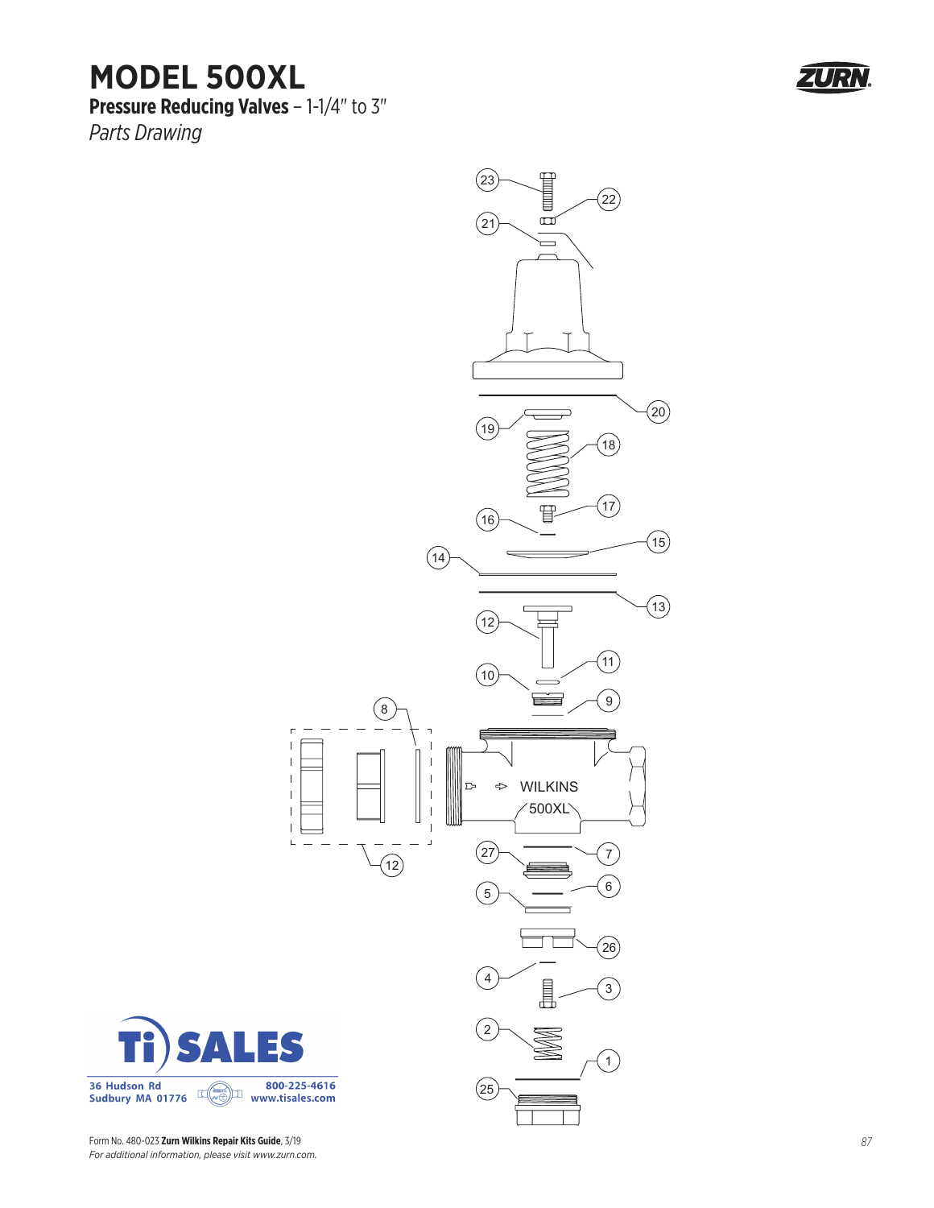# MODEL 500XL

**Pressure Reducing Valves** – 1-1/4" to 3"

*Parts Drawing*

23
22
21
20
19
18
17
16
15
14
13
12
11
10
9
8
WILKINS
500XL
12
27
7
6
5
26
4
3
2
1
25

Ti SALES
36 Hudson Rd
Sudbury MA 01776
800-225-4616
www.tisales.com

Form No. 480-023 **Zurn Wilkins Repair Kits Guide**, 3/19
*For additional information, please visit www.zurn.com.*